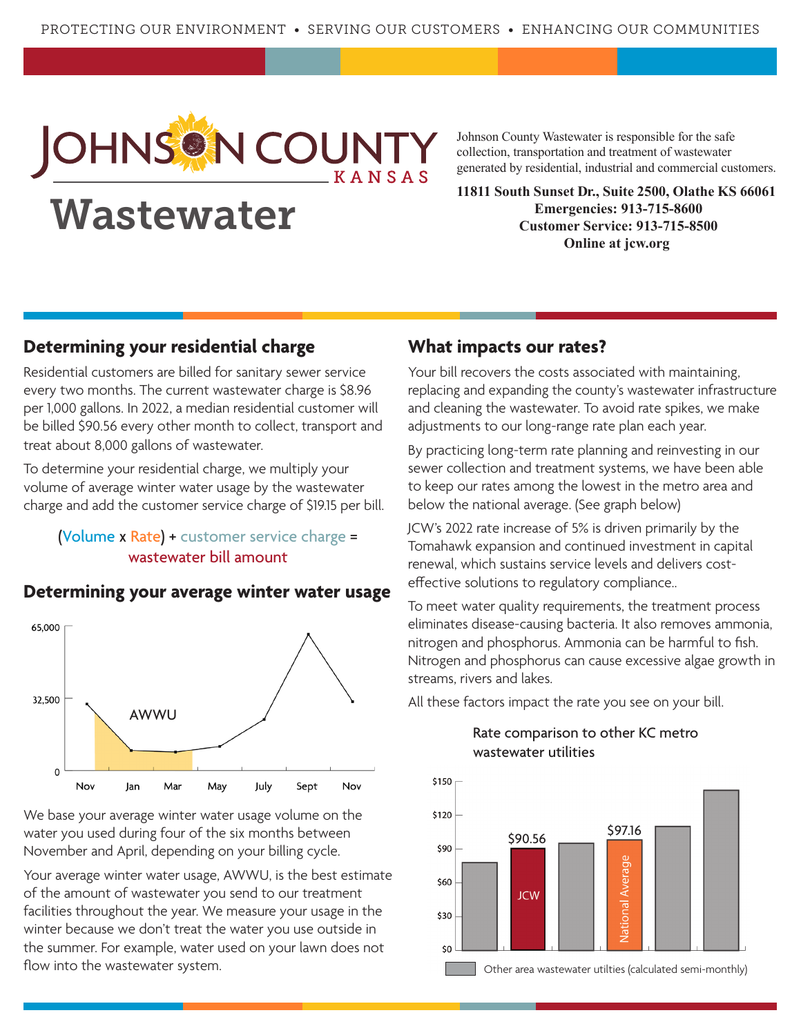PROTECTING OUR ENVIRONMENT • SERVING OUR CUSTOMERS • ENHANCING OUR COMMUNITIES

# Johnson County Kansas Wastewater

Johnson County Wastewater is responsible for the safe collection, transportation and treatment of wastewater generated by residential, industrial and commercial customers.

**11811 South Sunset Dr., Suite 2500, Olathe KS 66061**
**Emergencies: 913-715-8600**
**Customer Service: 913-715-8500**
**Online at jcw.org**

## Determining your residential charge

Residential customers are billed for sanitary sewer service every two months. The current wastewater charge is $8.96 per 1,000 gallons. In 2022, a median residential customer will be billed $90.56 every other month to collect, transport and treat about 8,000 gallons of wastewater.

To determine your residential charge, we multiply your volume of average winter water usage by the wastewater charge and add the customer service charge of $19.15 per bill.

(Volume x Rate) + customer service charge = wastewater bill amount

## Determining your average winter water usage

65,000
32,500
0
AWWU
Nov Jan Mar May July Sept Nov

We base your average winter water usage volume on the water you used during four of the six months between November and April, depending on your billing cycle.

Your average winter water usage, AWWU, is the best estimate of the amount of wastewater you send to our treatment facilities throughout the year. We measure your usage in the winter because we don't treat the water you use outside in the summer. For example, water used on your lawn does not flow into the wastewater system.

## What impacts our rates?

Your bill recovers the costs associated with maintaining, replacing and expanding the county's wastewater infrastructure and cleaning the wastewater. To avoid rate spikes, we make adjustments to our long-range rate plan each year.

By practicing long-term rate planning and reinvesting in our sewer collection and treatment systems, we have been able to keep our rates among the lowest in the metro area and below the national average. (See graph below)

JCW's 2022 rate increase of 5% is driven primarily by the Tomahawk expansion and continued investment in capital renewal, which sustains service levels and delivers cost-effective solutions to regulatory compliance..

To meet water quality requirements, the treatment process eliminates disease-causing bacteria. It also removes ammonia, nitrogen and phosphorus. Ammonia can be harmful to fish. Nitrogen and phosphorus can cause excessive algae growth in streams, rivers and lakes.

All these factors impact the rate you see on your bill.

Rate comparison to other KC metro wastewater utilities

$150
$120
$90
$60
$30
$0
$90.56 JCW
$97.16 National Average

Other area wastewater utilties (calculated semi-monthly)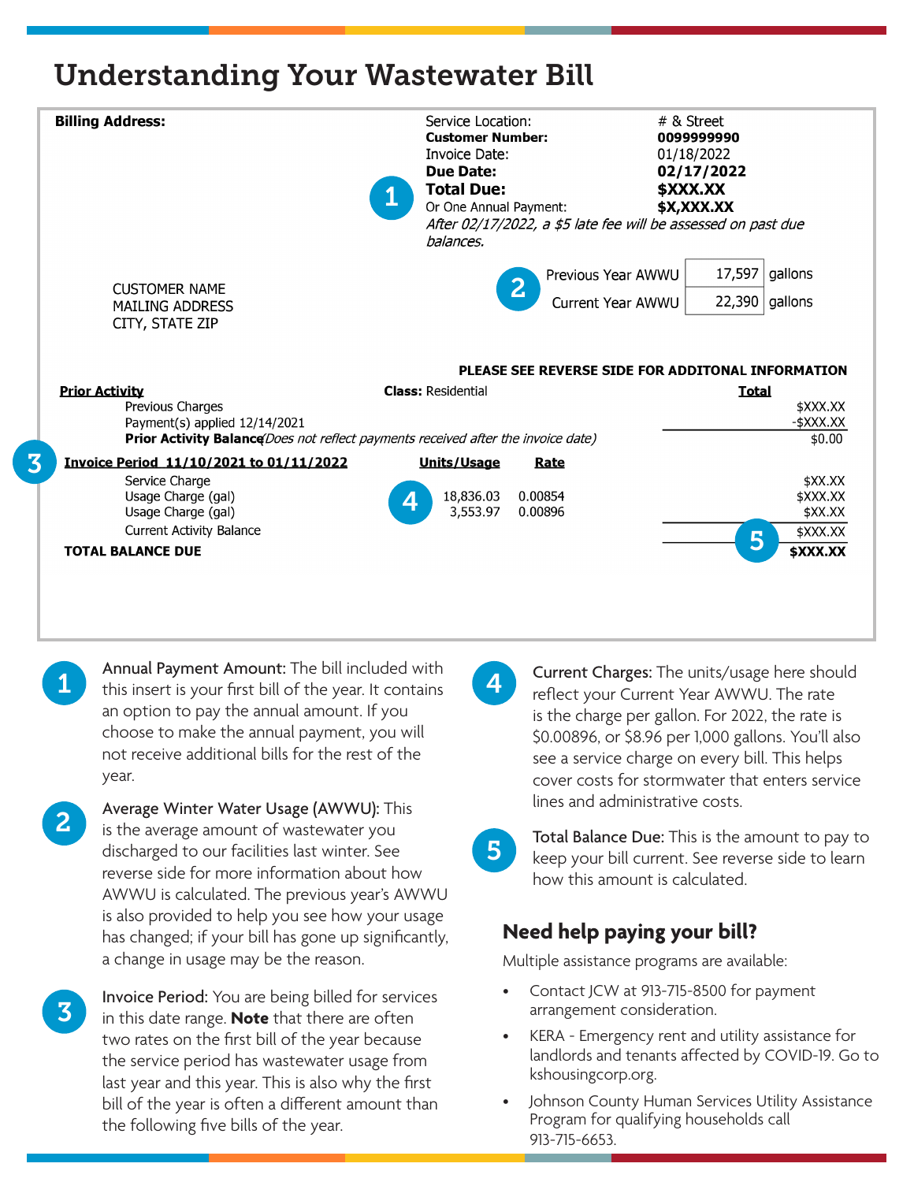# Understanding Your Wastewater Bill

**Billing Address:**

CUSTOMER NAME
MAILING ADDRESS
CITY, STATE ZIP

| | |
|---|---|
| Service Location: | # & Street |
| **Customer Number:** | **0099999990** |
| Invoice Date: | 01/18/2022 |
| **Due Date:** | **02/17/2022** |
| **Total Due:** | **$XXX.XX** |
| Or One Annual Payment: | **$X,XXX.XX** |

(1)

*After 02/17/2022, a $5 late fee will be assessed on past due balances.*

(2)

| | | |
|---|---|---|
| Previous Year AWWU | 17,597 | gallons |
| Current Year AWWU | 22,390 | gallons |

**PLEASE SEE REVERSE SIDE FOR ADDITONAL INFORMATION**

**Class:** Residential

| **Prior Activity** | | | **Total** |
|---|---|---|---|
| Previous Charges | | | $XXX.XX |
| Payment(s) applied 12/14/2021 | | | -$XXX.XX |
| **Prior Activity Balance** *(Does not reflect payments received after the invoice date)* | | | $0.00 |
| (3) **Invoice Period 11/10/2021 to 01/11/2022** | **Units/Usage** | **Rate** | |
| Service Charge | | | $XX.XX |
| Usage Charge (gal) | (4) 18,836.03 | 0.00854 | $XXX.XX |
| Usage Charge (gal) | 3,553.97 | 0.00896 | $XX.XX |
| Current Activity Balance | | | $XXX.XX |
| **TOTAL BALANCE DUE** | | | (5) **$XXX.XX** |

1. **Annual Payment Amount:** The bill included with this insert is your first bill of the year. It contains an option to pay the annual amount. If you choose to make the annual payment, you will not receive additional bills for the rest of the year.

2. **Average Winter Water Usage (AWWU):** This is the average amount of wastewater you discharged to our facilities last winter. See reverse side for more information about how AWWU is calculated. The previous year's AWWU is also provided to help you see how your usage has changed; if your bill has gone up significantly, a change in usage may be the reason.

3. **Invoice Period:** You are being billed for services in this date range. **Note** that there are often two rates on the first bill of the year because the service period has wastewater usage from last year and this year. This is also why the first bill of the year is often a different amount than the following five bills of the year.

4. **Current Charges:** The units/usage here should reflect your Current Year AWWU. The rate is the charge per gallon. For 2022, the rate is $0.00896, or $8.96 per 1,000 gallons. You'll also see a service charge on every bill. This helps cover costs for stormwater that enters service lines and administrative costs.

5. **Total Balance Due:** This is the amount to pay to keep your bill current. See reverse side to learn how this amount is calculated.

## Need help paying your bill?

Multiple assistance programs are available:

- Contact JCW at 913-715-8500 for payment arrangement consideration.
- KERA - Emergency rent and utility assistance for landlords and tenants affected by COVID-19. Go to kshousingcorp.org.
- Johnson County Human Services Utility Assistance Program for qualifying households call 913-715-6653.